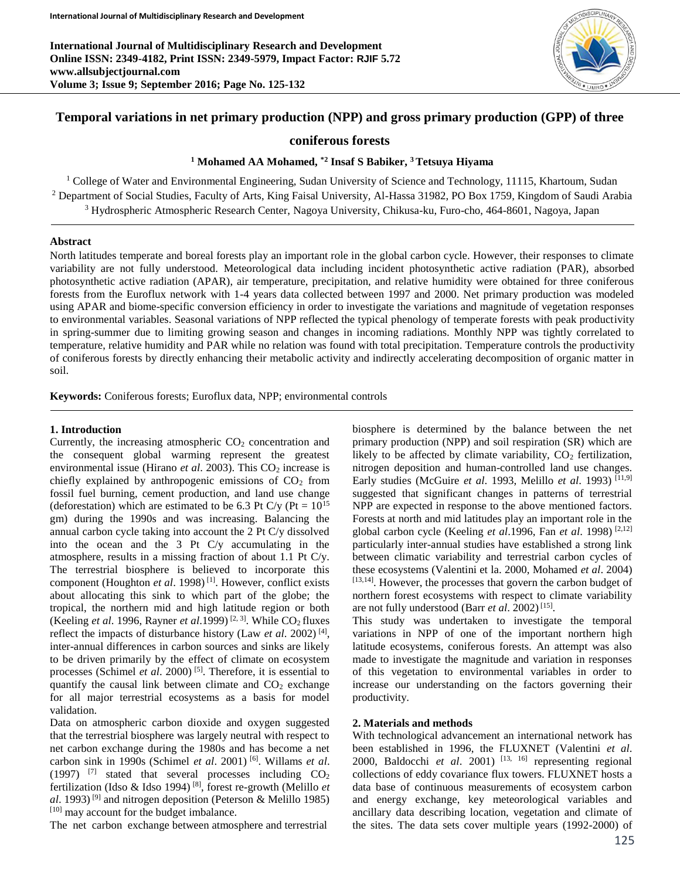# Temporal variations in net primary production (NPP) and gross primary production (GPP) of three coniferous forests

**[1] Mohamed AA Mohamed, *[2] Insaf S Babiker, [3] Tetsuya Hiyama**

[1] College of Water and Environmental Engineering, Sudan University of Science and Technology, 11115, Khartoum, Sudan
[2] Department of Social Studies, Faculty of Arts, King Faisal University, Al-Hassa 31982, PO Box 1759, Kingdom of Saudi Arabia
[3] Hydrospheric Atmospheric Research Center, Nagoya University, Chikusa-ku, Furo-cho, 464-8601, Nagoya, Japan

### Abstract

North latitudes temperate and boreal forests play an important role in the global carbon cycle. However, their responses to climate variability are not fully understood. Meteorological data including incident photosynthetic active radiation (PAR), absorbed photosynthetic active radiation (APAR), air temperature, precipitation, and relative humidity were obtained for three coniferous forests from the Euroflux network with 1-4 years data collected between 1997 and 2000. Net primary production was modeled using APAR and biome-specific conversion efficiency in order to investigate the variations and magnitude of vegetation responses to environmental variables. Seasonal variations of NPP reflected the typical phenology of temperate forests with peak productivity in spring-summer due to limiting growing season and changes in incoming radiations. Monthly NPP was tightly correlated to temperature, relative humidity and PAR while no relation was found with total precipitation. Temperature controls the productivity of coniferous forests by directly enhancing their metabolic activity and indirectly accelerating decomposition of organic matter in soil.

**Keywords:** Coniferous forests; Euroflux data, NPP; environmental controls

## 1. Introduction

Currently, the increasing atmospheric $CO_2$ concentration and the consequent global warming represent the greatest environmental issue (Hirano *et al*. 2003). This $CO_2$ increase is chiefly explained by anthropogenic emissions of $CO_2$ from fossil fuel burning, cement production, and land use change (deforestation) which are estimated to be 6.3 Pt C/y (Pt = $10^{15}$ gm) during the 1990s and was increasing. Balancing the annual carbon cycle taking into account the 2 Pt C/y dissolved into the ocean and the 3 Pt C/y accumulating in the atmosphere, results in a missing fraction of about 1.1 Pt C/y. The terrestrial biosphere is believed to incorporate this component (Houghton *et al*. 1998) [1]. However, conflict exists about allocating this sink to which part of the globe; the tropical, the northern mid and high latitude region or both (Keeling *et al*. 1996, Rayner *et al*.1999) [2, 3]. While $CO_2$ fluxes reflect the impacts of disturbance history (Law *et al*. 2002) [4], inter-annual differences in carbon sources and sinks are likely to be driven primarily by the effect of climate on ecosystem processes (Schimel *et al*. 2000) [5]. Therefore, it is essential to quantify the causal link between climate and $CO_2$ exchange for all major terrestrial ecosystems as a basis for model validation.

Data on atmospheric carbon dioxide and oxygen suggested that the terrestrial biosphere was largely neutral with respect to net carbon exchange during the 1980s and has become a net carbon sink in 1990s (Schimel *et al*. 2001) [6]. Willams *et al*. (1997) [7] stated that several processes including $CO_2$ fertilization (Idso & Idso 1994) [8], forest re-growth (Melillo *et al*. 1993) [9] and nitrogen deposition (Peterson & Melillo 1985) [10] may account for the budget imbalance.

The net carbon exchange between atmosphere and terrestrial biosphere is determined by the balance between the net primary production (NPP) and soil respiration (SR) which are likely to be affected by climate variability, $CO_2$ fertilization, nitrogen deposition and human-controlled land use changes. Early studies (McGuire *et al*. 1993, Melillo *et al*. 1993) [11,9] suggested that significant changes in patterns of terrestrial NPP are expected in response to the above mentioned factors. Forests at north and mid latitudes play an important role in the global carbon cycle (Keeling *et al*.1996, Fan *et al*. 1998) [2,12] particularly inter-annual studies have established a strong link between climatic variability and terrestrial carbon cycles of these ecosystems (Valentini et la. 2000, Mohamed *et al*. 2004) [13,14]. However, the processes that govern the carbon budget of northern forest ecosystems with respect to climate variability are not fully understood (Barr *et al*. 2002) [15].

This study was undertaken to investigate the temporal variations in NPP of one of the important northern high latitude ecosystems, coniferous forests. An attempt was also made to investigate the magnitude and variation in responses of this vegetation to environmental variables in order to increase our understanding on the factors governing their productivity.

## 2. Materials and methods

With technological advancement an international network has been established in 1996, the FLUXNET (Valentini *et al*. 2000, Baldocchi *et al*. 2001) [13, 16] representing regional collections of eddy covariance flux towers. FLUXNET hosts a data base of continuous measurements of ecosystem carbon and energy exchange, key meteorological variables and ancillary data describing location, vegetation and climate of the sites. The data sets cover multiple years (1992-2000) of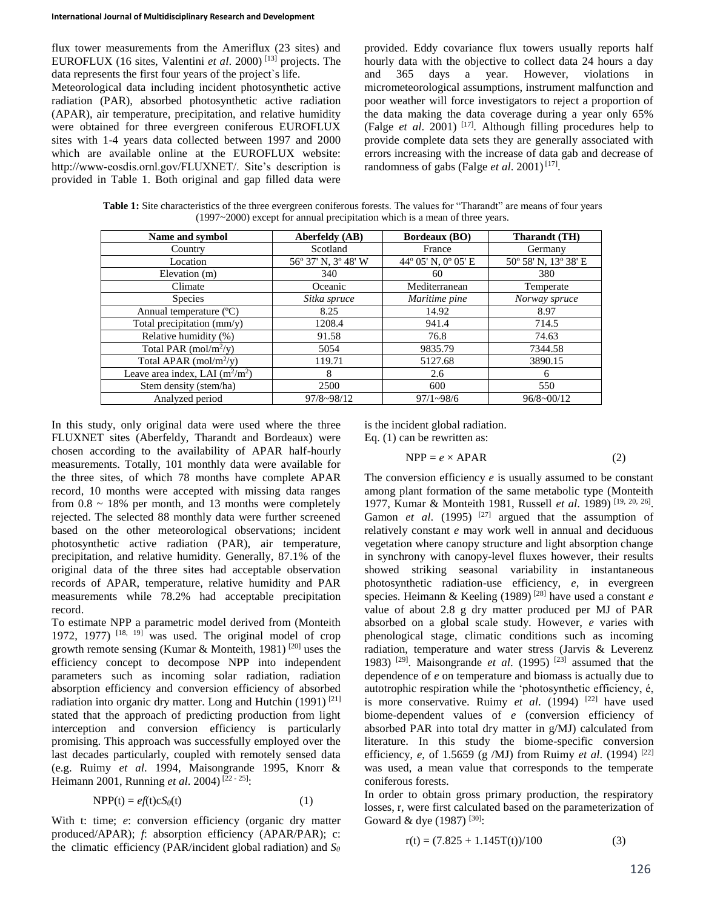flux tower measurements from the Ameriflux (23 sites) and EUROFLUX (16 sites, Valentini *et al*. 2000) [13] projects. The data represents the first four years of the project`s life.

Meteorological data including incident photosynthetic active radiation (PAR), absorbed photosynthetic active radiation (APAR), air temperature, precipitation, and relative humidity were obtained for three evergreen coniferous EUROFLUX sites with 1-4 years data collected between 1997 and 2000 which are available online at the EUROFLUX website: http://www-eosdis.ornl.gov/FLUXNET/. Site's description is provided in Table 1. Both original and gap filled data were provided. Eddy covariance flux towers usually reports half hourly data with the objective to collect data 24 hours a day and 365 days a year. However, violations in micrometeorological assumptions, instrument malfunction and poor weather will force investigators to reject a proportion of the data making the data coverage during a year only 65% (Falge *et al*. 2001) [17]. Although filling procedures help to provide complete data sets they are generally associated with errors increasing with the increase of data gab and decrease of randomness of gabs (Falge *et al*. 2001) [17].

**Table 1:** Site characteristics of the three evergreen coniferous forests. The values for "Tharandt" are means of four years (1997~2000) except for annual precipitation which is a mean of three years.

| Name and symbol | Aberfeldy (AB) | Bordeaux (BO) | Tharandt (TH) |
|---|---|---|---|
| Country | Scotland | France | Germany |
| Location | 56º 37' N, 3º 48' W | 44º 05' N, 0º 05' E | 50º 58' N, 13º 38' E |
| Elevation (m) | 340 | 60 | 380 |
| Climate | Oceanic | Mediterranean | Temperate |
| Species | *Sitka spruce* | *Maritime pine* | *Norway spruce* |
| Annual temperature (ºC) | 8.25 | 14.92 | 8.97 |
| Total precipitation (mm/y) | 1208.4 | 941.4 | 714.5 |
| Relative humidity (%) | 91.58 | 76.8 | 74.63 |
| Total PAR (mol/m$^2$/y) | 5054 | 9835.79 | 7344.58 |
| Total APAR (mol/m$^2$/y) | 119.71 | 5127.68 | 3890.15 |
| Leave area index, LAI (m$^2$/m$^2$) | 8 | 2.6 | 6 |
| Stem density (stem/ha) | 2500 | 600 | 550 |
| Analyzed period | 97/8~98/12 | 97/1~98/6 | 96/8~00/12 |

In this study, only original data were used where the three FLUXNET sites (Aberfeldy, Tharandt and Bordeaux) were chosen according to the availability of APAR half-hourly measurements. Totally, 101 monthly data were available for the three sites, of which 78 months have complete APAR record, 10 months were accepted with missing data ranges from 0.8 ~ 18% per month, and 13 months were completely rejected. The selected 88 monthly data were further screened based on the other meteorological observations; incident photosynthetic active radiation (PAR), air temperature, precipitation, and relative humidity. Generally, 87.1% of the original data of the three sites had acceptable observation records of APAR, temperature, relative humidity and PAR measurements while 78.2% had acceptable precipitation record.

To estimate NPP a parametric model derived from (Monteith 1972, 1977) [18, 19] was used. The original model of crop growth remote sensing (Kumar & Monteith, 1981) [20] uses the efficiency concept to decompose NPP into independent parameters such as incoming solar radiation, radiation absorption efficiency and conversion efficiency of absorbed radiation into organic dry matter. Long and Hutchin (1991) [21] stated that the approach of predicting production from light interception and conversion efficiency is particularly promising. This approach was successfully employed over the last decades particularly, coupled with remotely sensed data (e.g. Ruimy *et al*. 1994, Maisongrande 1995, Knorr & Heimann 2001, Running *et al*. 2004) [22 - 25]:

$$NPP(t) = ef(t)cS_0(t) \quad (1)$$

With t: time; *e*: conversion efficiency (organic dry matter produced/APAR); *f*: absorption efficiency (APAR/PAR); c: the climatic efficiency (PAR/incident global radiation) and $S_0$ is the incident global radiation.

Eq. (1) can be rewritten as:

$$NPP = e \times APAR \quad (2)$$

The conversion efficiency *e* is usually assumed to be constant among plant formation of the same metabolic type (Monteith 1977, Kumar & Monteith 1981, Russell *et al*. 1989) [19, 20, 26]. Gamon *et al*. (1995) [27] argued that the assumption of relatively constant *e* may work well in annual and deciduous vegetation where canopy structure and light absorption change in synchrony with canopy-level fluxes however, their results showed striking seasonal variability in instantaneous photosynthetic radiation-use efficiency, *e*, in evergreen species. Heimann & Keeling (1989) [28] have used a constant *e* value of about 2.8 g dry matter produced per MJ of PAR absorbed on a global scale study. However, *e* varies with phenological stage, climatic conditions such as incoming radiation, temperature and water stress (Jarvis & Leverenz 1983) [29]. Maisongrande *et al*. (1995) [23] assumed that the dependence of *e* on temperature and biomass is actually due to autotrophic respiration while the 'photosynthetic efficiency, é, is more conservative. Ruimy *et al*. (1994) [22] have used biome-dependent values of *e* (conversion efficiency of absorbed PAR into total dry matter in g/MJ) calculated from literature. In this study the biome-specific conversion efficiency, *e*, of 1.5659 (g /MJ) from Ruimy *et al*. (1994) [22] was used, a mean value that corresponds to the temperate coniferous forests.

In order to obtain gross primary production, the respiratory losses, r, were first calculated based on the parameterization of Goward & dye (1987) [30]:

$$r(t) = (7.825 + 1.145T(t))/100 \quad (3)$$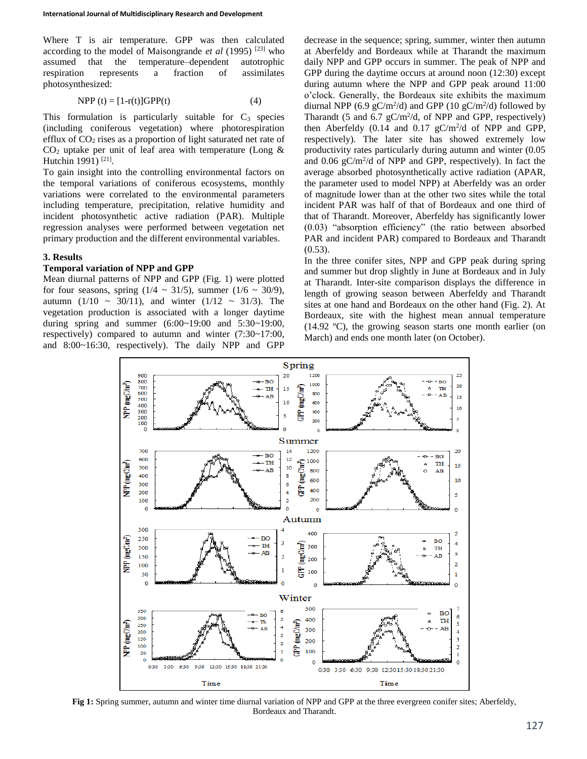Where T is air temperature. GPP was then calculated according to the model of Maisongrande *et al* (1995) [23] who assumed that the temperature–dependent autotrophic respiration represents a fraction of assimilates photosynthesized:

$$NPP(t) = [1 - r(t)]GPP(t) \qquad (4)$$

This formulation is particularly suitable for $C_3$ species (including coniferous vegetation) where photorespiration efflux of $CO_2$ rises as a proportion of light saturated net rate of $CO_2$ uptake per unit of leaf area with temperature (Long & Hutchin 1991) [21].

To gain insight into the controlling environmental factors on the temporal variations of coniferous ecosystems, monthly variations were correlated to the environmental parameters including temperature, precipitation, relative humidity and incident photosynthetic active radiation (PAR). Multiple regression analyses were performed between vegetation net primary production and the different environmental variables.

## 3. Results

### Temporal variation of NPP and GPP

Mean diurnal patterns of NPP and GPP (Fig. 1) were plotted for four seasons, spring (1/4 ~ 31/5), summer (1/6 ~ 30/9), autumn (1/10 ~ 30/11), and winter (1/12 ~ 31/3). The vegetation production is associated with a longer daytime during spring and summer (6:00~19:00 and 5:30~19:00, respectively) compared to autumn and winter (7:30~17:00, and 8:00~16:30, respectively). The daily NPP and GPP decrease in the sequence; spring, summer, winter then autumn at Aberfeldy and Bordeaux while at Tharandt the maximum daily NPP and GPP occurs in summer. The peak of NPP and GPP during the daytime occurs at around noon (12:30) except during autumn where the NPP and GPP peak around 11:00 o'clock. Generally, the Bordeaux site exhibits the maximum diurnal NPP (6.9 $gC/m^2/d$) and GPP (10 $gC/m^2/d$) followed by Tharandt (5 and 6.7 $gC/m^2/d$, of NPP and GPP, respectively) then Aberfeldy (0.14 and 0.17 $gC/m^2/d$ of NPP and GPP, respectively). The later site has showed extremely low productivity rates particularly during autumn and winter (0.05 and 0.06 $gC/m^2/d$ of NPP and GPP, respectively). In fact the average absorbed photosynthetically active radiation (APAR, the parameter used to model NPP) at Aberfeldy was an order of magnitude lower than at the other two sites while the total incident PAR was half of that of Bordeaux and one third of that of Tharandt. Moreover, Aberfeldy has significantly lower (0.03) "absorption efficiency" (the ratio between absorbed PAR and incident PAR) compared to Bordeaux and Tharandt (0.53).

In the three conifer sites, NPP and GPP peak during spring and summer but drop slightly in June at Bordeaux and in July at Tharandt. Inter-site comparison displays the difference in length of growing season between Aberfeldy and Tharandt sites at one hand and Bordeaux on the other hand (Fig. 2). At Bordeaux, site with the highest mean annual temperature (14.92 ºC), the growing season starts one month earlier (on March) and ends one month later (on October).

**Fig 1:** Spring summer, autumn and winter time diurnal variation of NPP and GPP at the three evergreen conifer sites; Aberfeldy, Bordeaux and Tharandt.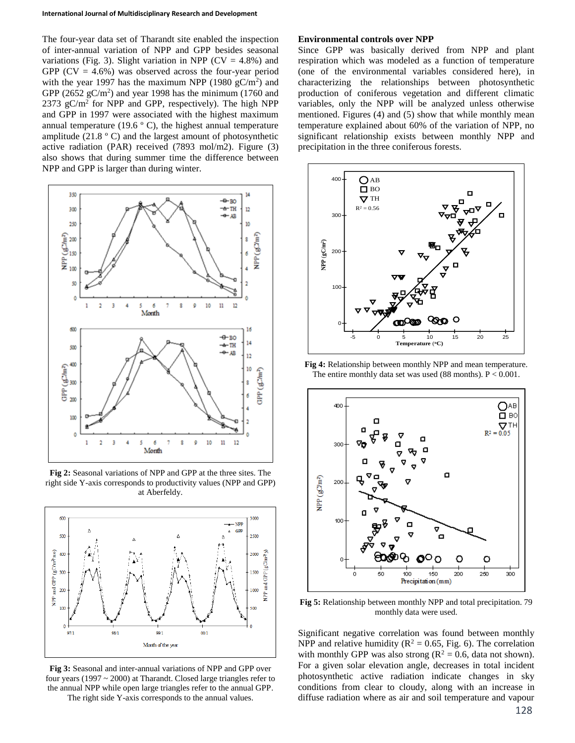The four-year data set of Tharandt site enabled the inspection of inter-annual variation of NPP and GPP besides seasonal variations (Fig. 3). Slight variation in NPP (CV = 4.8%) and GPP (CV = 4.6%) was observed across the four-year period with the year 1997 has the maximum NPP (1980 $gC/m^2$) and GPP (2652 $gC/m^2$) and year 1998 has the minimum (1760 and 2373 $gC/m^2$ for NPP and GPP, respectively). The high NPP and GPP in 1997 were associated with the highest maximum annual temperature (19.6 º C), the highest annual temperature amplitude (21.8 º C) and the largest amount of photosynthetic active radiation (PAR) received (7893 mol/m2). Figure (3) also shows that during summer time the difference between NPP and GPP is larger than during winter.

Fig 2: Seasonal variations of NPP and GPP at the three sites. The right side Y-axis corresponds to productivity values (NPP and GPP) at Aberfeldy.

Fig 3: Seasonal and inter-annual variations of NPP and GPP over four years (1997 ~ 2000) at Tharandt. Closed large triangles refer to the annual NPP while open large triangles refer to the annual GPP. The right side Y-axis corresponds to the annual values.

## Environmental controls over NPP

Since GPP was basically derived from NPP and plant respiration which was modeled as a function of temperature (one of the environmental variables considered here), in characterizing the relationships between photosynthetic production of coniferous vegetation and different climatic variables, only the NPP will be analyzed unless otherwise mentioned. Figures (4) and (5) show that while monthly mean temperature explained about 60% of the variation of NPP, no significant relationship exists between monthly NPP and precipitation in the three coniferous forests.

Fig 4: Relationship between monthly NPP and mean temperature. The entire monthly data set was used (88 months). $P < 0.001$.

Fig 5: Relationship between monthly NPP and total precipitation. 79 monthly data were used.

Significant negative correlation was found between monthly NPP and relative humidity ($R^2 = 0.65$, Fig. 6). The correlation with monthly GPP was also strong ($R^2 = 0.6$, data not shown). For a given solar elevation angle, decreases in total incident photosynthetic active radiation indicate changes in sky conditions from clear to cloudy, along with an increase in diffuse radiation where as air and soil temperature and vapour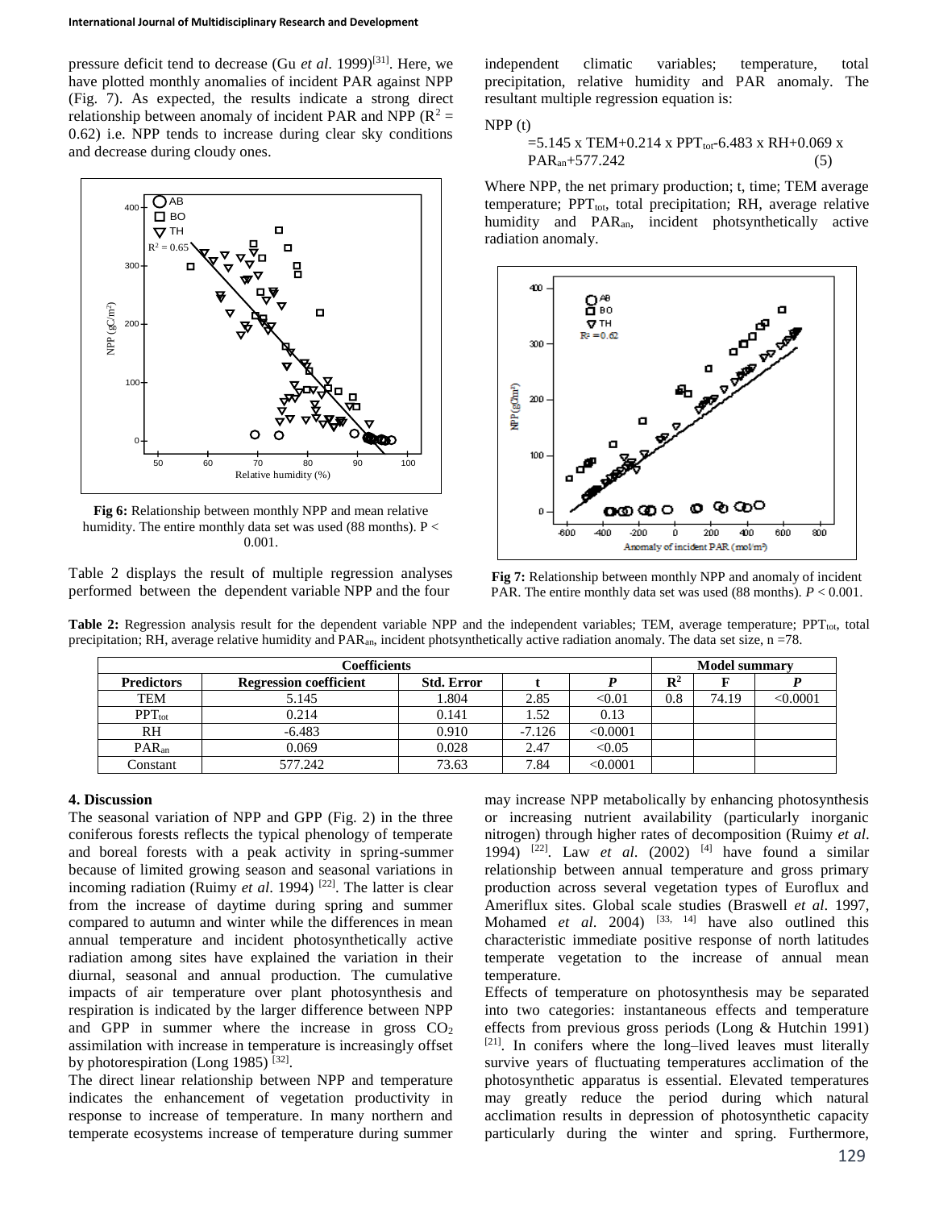pressure deficit tend to decrease (Gu *et al*. 1999)[31]. Here, we have plotted monthly anomalies of incident PAR against NPP (Fig. 7). As expected, the results indicate a strong direct relationship between anomaly of incident PAR and NPP ($R^2$ = 0.62) i.e. NPP tends to increase during clear sky conditions and decrease during cloudy ones.

**Fig 6:** Relationship between monthly NPP and mean relative humidity. The entire monthly data set was used (88 months). P < 0.001.

Table 2 displays the result of multiple regression analyses performed between the dependent variable NPP and the four independent climatic variables; temperature, total precipitation, relative humidity and PAR anomaly. The resultant multiple regression equation is:

$$NPP(t) = 5.145 \times TEM + 0.214 \times PPT_{tot} - 6.483 \times RH + 0.069 \times PAR_{an} + 577.242 \quad (5)$$

Where NPP, the net primary production; t, time; TEM average temperature; $PPT_{tot}$, total precipitation; RH, average relative humidity and $PAR_{an}$, incident photsynthetically active radiation anomaly.

**Fig 7:** Relationship between monthly NPP and anomaly of incident PAR. The entire monthly data set was used (88 months). *P* < 0.001.

**Table 2:** Regression analysis result for the dependent variable NPP and the independent variables; TEM, average temperature; $PPT_{tot}$, total precipitation; RH, average relative humidity and $PAR_{an}$, incident photosynthetically active radiation anomaly. The data set size, n =78.

| Coefficients | | | | | Model summary | | |
|---|---|---|---|---|---|---|---|
| Predictors | Regression coefficient | Std. Error | t | *P* | $R^2$ | F | *P* |
| TEM | 5.145 | 1.804 | 2.85 | <0.01 | 0.8 | 74.19 | <0.0001 |
| $PPT_{tot}$ | 0.214 | 0.141 | 1.52 | 0.13 | | | |
| RH | -6.483 | 0.910 | -7.126 | <0.0001 | | | |
| $PAR_{an}$ | 0.069 | 0.028 | 2.47 | <0.05 | | | |
| Constant | 577.242 | 73.63 | 7.84 | <0.0001 | | | |

### 4. Discussion

The seasonal variation of NPP and GPP (Fig. 2) in the three coniferous forests reflects the typical phenology of temperate and boreal forests with a peak activity in spring-summer because of limited growing season and seasonal variations in incoming radiation (Ruimy *et al*. 1994) [22]. The latter is clear from the increase of daytime during spring and summer compared to autumn and winter while the differences in mean annual temperature and incident photosynthetically active radiation among sites have explained the variation in their diurnal, seasonal and annual production. The cumulative impacts of air temperature over plant photosynthesis and respiration is indicated by the larger difference between NPP and GPP in summer where the increase in gross $CO_2$ assimilation with increase in temperature is increasingly offset by photorespiration (Long 1985) [32].

The direct linear relationship between NPP and temperature indicates the enhancement of vegetation productivity in response to increase of temperature. In many northern and temperate ecosystems increase of temperature during summer may increase NPP metabolically by enhancing photosynthesis or increasing nutrient availability (particularly inorganic nitrogen) through higher rates of decomposition (Ruimy *et al*. 1994) [22]. Law *et al.* (2002) [4] have found a similar relationship between annual temperature and gross primary production across several vegetation types of Euroflux and Ameriflux sites. Global scale studies (Braswell *et al*. 1997, Mohamed *et al*. 2004) [33, 14] have also outlined this characteristic immediate positive response of north latitudes temperate vegetation to the increase of annual mean temperature.

Effects of temperature on photosynthesis may be separated into two categories: instantaneous effects and temperature effects from previous gross periods (Long & Hutchin 1991) [21]. In conifers where the long–lived leaves must literally survive years of fluctuating temperatures acclimation of the photosynthetic apparatus is essential. Elevated temperatures may greatly reduce the period during which natural acclimation results in depression of photosynthetic capacity particularly during the winter and spring. Furthermore,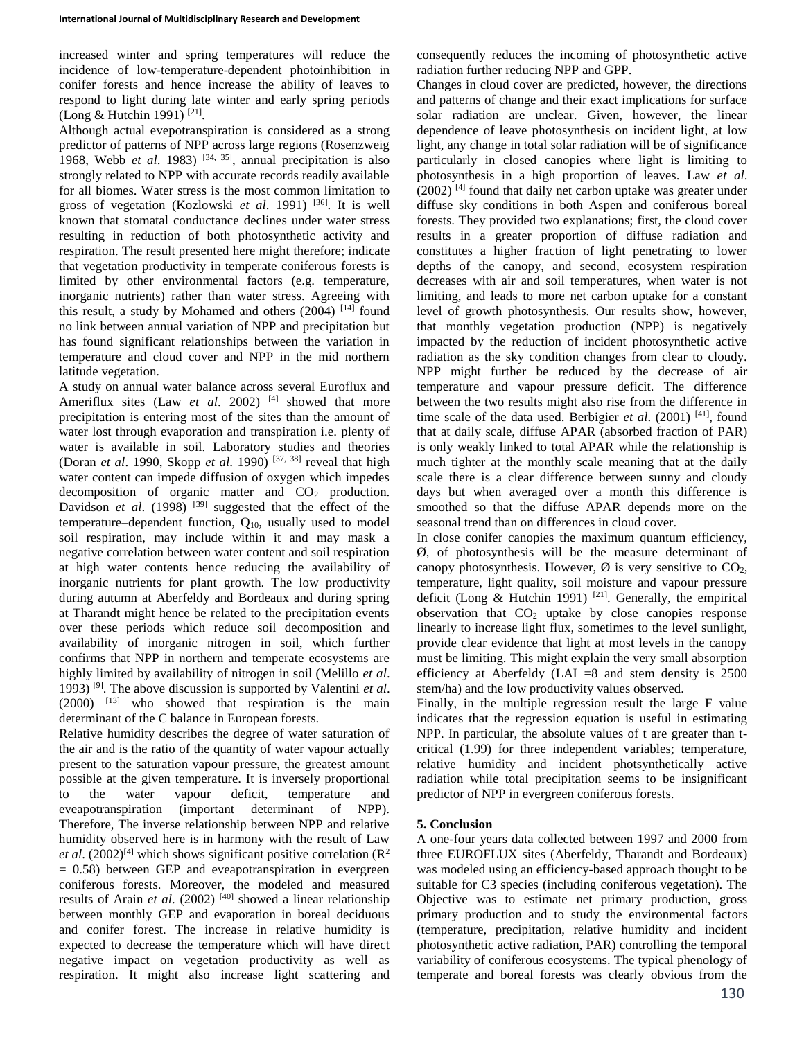increased winter and spring temperatures will reduce the incidence of low-temperature-dependent photoinhibition in conifer forests and hence increase the ability of leaves to respond to light during late winter and early spring periods (Long & Hutchin 1991) [21].

Although actual evepotranspiration is considered as a strong predictor of patterns of NPP across large regions (Rosenzweig 1968, Webb *et al*. 1983) [34, 35], annual precipitation is also strongly related to NPP with accurate records readily available for all biomes. Water stress is the most common limitation to gross of vegetation (Kozlowski *et al*. 1991) [36]. It is well known that stomatal conductance declines under water stress resulting in reduction of both photosynthetic activity and respiration. The result presented here might therefore; indicate that vegetation productivity in temperate coniferous forests is limited by other environmental factors (e.g. temperature, inorganic nutrients) rather than water stress. Agreeing with this result, a study by Mohamed and others (2004) [14] found no link between annual variation of NPP and precipitation but has found significant relationships between the variation in temperature and cloud cover and NPP in the mid northern latitude vegetation.

A study on annual water balance across several Euroflux and Ameriflux sites (Law *et al*. 2002) [4] showed that more precipitation is entering most of the sites than the amount of water lost through evaporation and transpiration i.e. plenty of water is available in soil. Laboratory studies and theories (Doran *et al*. 1990, Skopp *et al*. 1990) [37, 38] reveal that high water content can impede diffusion of oxygen which impedes decomposition of organic matter and $CO_2$ production. Davidson *et al*. (1998) [39] suggested that the effect of the temperature–dependent function, $Q_{10}$, usually used to model soil respiration, may include within it and may mask a negative correlation between water content and soil respiration at high water contents hence reducing the availability of inorganic nutrients for plant growth. The low productivity during autumn at Aberfeldy and Bordeaux and during spring at Tharandt might hence be related to the precipitation events over these periods which reduce soil decomposition and availability of inorganic nitrogen in soil, which further confirms that NPP in northern and temperate ecosystems are highly limited by availability of nitrogen in soil (Melillo *et al*. 1993) [9]. The above discussion is supported by Valentini *et al*. (2000) [13] who showed that respiration is the main determinant of the C balance in European forests.

Relative humidity describes the degree of water saturation of the air and is the ratio of the quantity of water vapour actually present to the saturation vapour pressure, the greatest amount possible at the given temperature. It is inversely proportional to the water vapour deficit, temperature and eveapotranspiration (important determinant of NPP). Therefore, The inverse relationship between NPP and relative humidity observed here is in harmony with the result of Law *et al*. (2002)[4] which shows significant positive correlation ($R^2 = 0.58$) between GEP and eveapotranspiration in evergreen coniferous forests. Moreover, the modeled and measured results of Arain *et al*. (2002) [40] showed a linear relationship between monthly GEP and evaporation in boreal deciduous and conifer forest. The increase in relative humidity is expected to decrease the temperature which will have direct negative impact on vegetation productivity as well as respiration. It might also increase light scattering and consequently reduces the incoming of photosynthetic active radiation further reducing NPP and GPP.

Changes in cloud cover are predicted, however, the directions and patterns of change and their exact implications for surface solar radiation are unclear. Given, however, the linear dependence of leave photosynthesis on incident light, at low light, any change in total solar radiation will be of significance particularly in closed canopies where light is limiting to photosynthesis in a high proportion of leaves. Law *et al*. (2002) [4] found that daily net carbon uptake was greater under diffuse sky conditions in both Aspen and coniferous boreal forests. They provided two explanations; first, the cloud cover results in a greater proportion of diffuse radiation and constitutes a higher fraction of light penetrating to lower depths of the canopy, and second, ecosystem respiration decreases with air and soil temperatures, when water is not limiting, and leads to more net carbon uptake for a constant level of growth photosynthesis. Our results show, however, that monthly vegetation production (NPP) is negatively impacted by the reduction of incident photosynthetic active radiation as the sky condition changes from clear to cloudy. NPP might further be reduced by the decrease of air temperature and vapour pressure deficit. The difference between the two results might also rise from the difference in time scale of the data used. Berbigier *et al*. (2001) [41], found that at daily scale, diffuse APAR (absorbed fraction of PAR) is only weakly linked to total APAR while the relationship is much tighter at the monthly scale meaning that at the daily scale there is a clear difference between sunny and cloudy days but when averaged over a month this difference is smoothed so that the diffuse APAR depends more on the seasonal trend than on differences in cloud cover.

In close conifer canopies the maximum quantum efficiency, Ø, of photosynthesis will be the measure determinant of canopy photosynthesis. However, Ø is very sensitive to $CO_2$, temperature, light quality, soil moisture and vapour pressure deficit (Long & Hutchin 1991) [21]. Generally, the empirical observation that $CO_2$ uptake by close canopies response linearly to increase light flux, sometimes to the level sunlight, provide clear evidence that light at most levels in the canopy must be limiting. This might explain the very small absorption efficiency at Aberfeldy (LAI =8 and stem density is 2500 stem/ha) and the low productivity values observed.

Finally, in the multiple regression result the large F value indicates that the regression equation is useful in estimating NPP. In particular, the absolute values of t are greater than t-critical (1.99) for three independent variables; temperature, relative humidity and incident photsynthetically active radiation while total precipitation seems to be insignificant predictor of NPP in evergreen coniferous forests.

## 5. Conclusion

A one-four years data collected between 1997 and 2000 from three EUROFLUX sites (Aberfeldy, Tharandt and Bordeaux) was modeled using an efficiency-based approach thought to be suitable for C3 species (including coniferous vegetation). The Objective was to estimate net primary production, gross primary production and to study the environmental factors (temperature, precipitation, relative humidity and incident photosynthetic active radiation, PAR) controlling the temporal variability of coniferous ecosystems. The typical phenology of temperate and boreal forests was clearly obvious from the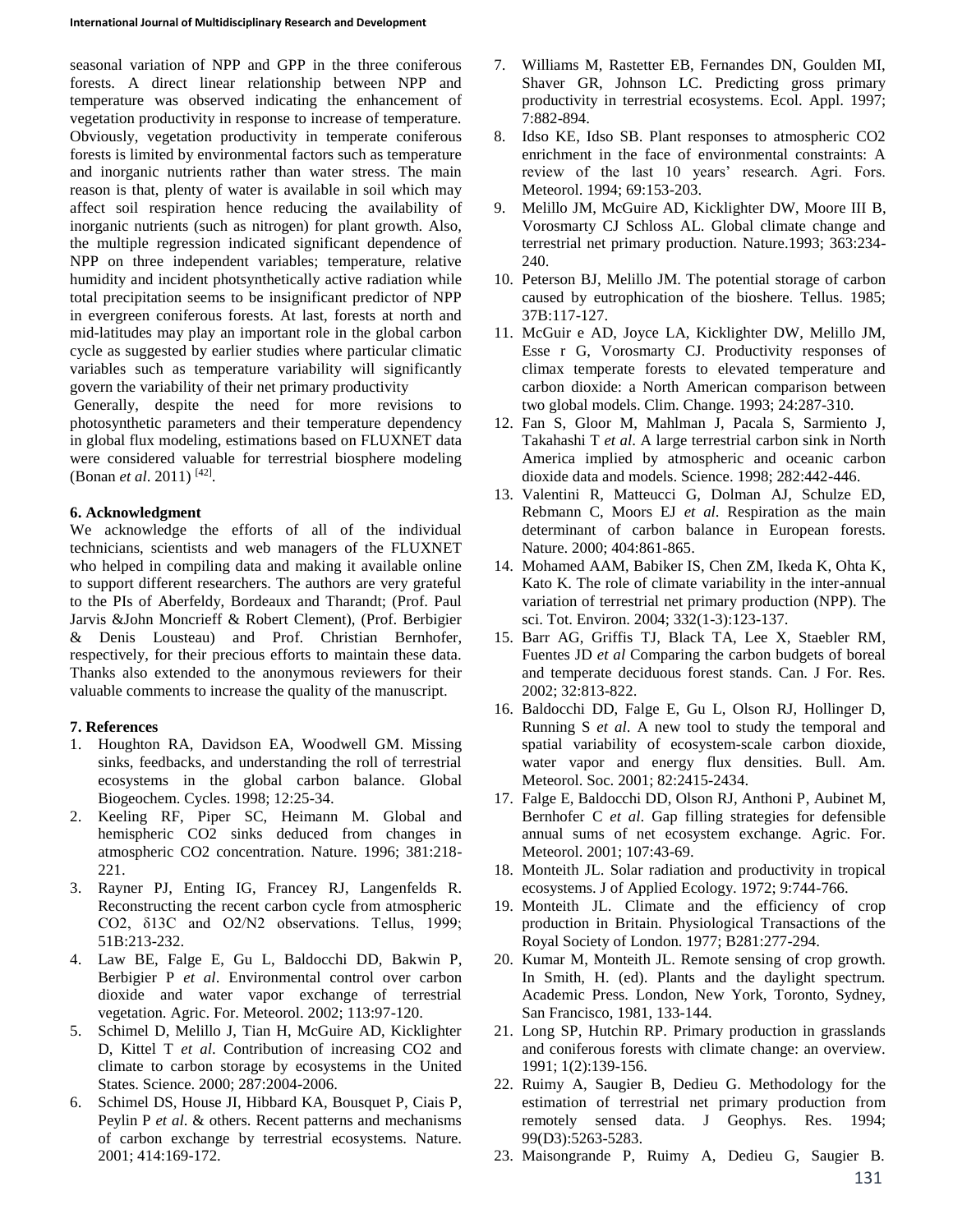seasonal variation of NPP and GPP in the three coniferous forests. A direct linear relationship between NPP and temperature was observed indicating the enhancement of vegetation productivity in response to increase of temperature. Obviously, vegetation productivity in temperate coniferous forests is limited by environmental factors such as temperature and inorganic nutrients rather than water stress. The main reason is that, plenty of water is available in soil which may affect soil respiration hence reducing the availability of inorganic nutrients (such as nitrogen) for plant growth. Also, the multiple regression indicated significant dependence of NPP on three independent variables; temperature, relative humidity and incident photsynthetically active radiation while total precipitation seems to be insignificant predictor of NPP in evergreen coniferous forests. At last, forests at north and mid-latitudes may play an important role in the global carbon cycle as suggested by earlier studies where particular climatic variables such as temperature variability will significantly govern the variability of their net primary productivity

Generally, despite the need for more revisions to photosynthetic parameters and their temperature dependency in global flux modeling, estimations based on FLUXNET data were considered valuable for terrestrial biosphere modeling (Bonan *et al*. 2011) [42].

## 6. Acknowledgment

We acknowledge the efforts of all of the individual technicians, scientists and web managers of the FLUXNET who helped in compiling data and making it available online to support different researchers. The authors are very grateful to the PIs of Aberfeldy, Bordeaux and Tharandt; (Prof. Paul Jarvis &John Moncrieff & Robert Clement), (Prof. Berbigier & Denis Lousteau) and Prof. Christian Bernhofer, respectively, for their precious efforts to maintain these data. Thanks also extended to the anonymous reviewers for their valuable comments to increase the quality of the manuscript.

## 7. References

1. Houghton RA, Davidson EA, Woodwell GM. Missing sinks, feedbacks, and understanding the roll of terrestrial ecosystems in the global carbon balance. Global Biogeochem. Cycles. 1998; 12:25-34.
2. Keeling RF, Piper SC, Heimann M. Global and hemispheric CO2 sinks deduced from changes in atmospheric CO2 concentration. Nature. 1996; 381:218-221.
3. Rayner PJ, Enting IG, Francey RJ, Langenfelds R. Reconstructing the recent carbon cycle from atmospheric CO2, δ13C and O2/N2 observations. Tellus, 1999; 51B:213-232.
4. Law BE, Falge E, Gu L, Baldocchi DD, Bakwin P, Berbigier P *et al*. Environmental control over carbon dioxide and water vapor exchange of terrestrial vegetation. Agric. For. Meteorol. 2002; 113:97-120.
5. Schimel D, Melillo J, Tian H, McGuire AD, Kicklighter D, Kittel T *et al*. Contribution of increasing CO2 and climate to carbon storage by ecosystems in the United States. Science. 2000; 287:2004-2006.
6. Schimel DS, House JI, Hibbard KA, Bousquet P, Ciais P, Peylin P *et al*. & others. Recent patterns and mechanisms of carbon exchange by terrestrial ecosystems. Nature. 2001; 414:169-172.
7. Williams M, Rastetter EB, Fernandes DN, Goulden MI, Shaver GR, Johnson LC. Predicting gross primary productivity in terrestrial ecosystems. Ecol. Appl. 1997; 7:882-894.
8. Idso KE, Idso SB. Plant responses to atmospheric CO2 enrichment in the face of environmental constraints: A review of the last 10 years' research. Agri. Fors. Meteorol. 1994; 69:153-203.
9. Melillo JM, McGuire AD, Kicklighter DW, Moore III B, Vorosmarty CJ Schloss AL. Global climate change and terrestrial net primary production. Nature.1993; 363:234-240.
10. Peterson BJ, Melillo JM. The potential storage of carbon caused by eutrophication of the bioshere. Tellus. 1985; 37B:117-127.
11. McGuir e AD, Joyce LA, Kicklighter DW, Melillo JM, Esse r G, Vorosmarty CJ. Productivity responses of climax temperate forests to elevated temperature and carbon dioxide: a North American comparison between two global models. Clim. Change. 1993; 24:287-310.
12. Fan S, Gloor M, Mahlman J, Pacala S, Sarmiento J, Takahashi T *et al*. A large terrestrial carbon sink in North America implied by atmospheric and oceanic carbon dioxide data and models. Science. 1998; 282:442-446.
13. Valentini R, Matteucci G, Dolman AJ, Schulze ED, Rebmann C, Moors EJ *et al*. Respiration as the main determinant of carbon balance in European forests. Nature. 2000; 404:861-865.
14. Mohamed AAM, Babiker IS, Chen ZM, Ikeda K, Ohta K, Kato K. The role of climate variability in the inter-annual variation of terrestrial net primary production (NPP). The sci. Tot. Environ. 2004; 332(1-3):123-137.
15. Barr AG, Griffis TJ, Black TA, Lee X, Staebler RM, Fuentes JD *et al* Comparing the carbon budgets of boreal and temperate deciduous forest stands. Can. J For. Res. 2002; 32:813-822.
16. Baldocchi DD, Falge E, Gu L, Olson RJ, Hollinger D, Running S *et al*. A new tool to study the temporal and spatial variability of ecosystem-scale carbon dioxide, water vapor and energy flux densities. Bull. Am. Meteorol. Soc. 2001; 82:2415-2434.
17. Falge E, Baldocchi DD, Olson RJ, Anthoni P, Aubinet M, Bernhofer C *et al*. Gap filling strategies for defensible annual sums of net ecosystem exchange. Agric. For. Meteorol. 2001; 107:43-69.
18. Monteith JL. Solar radiation and productivity in tropical ecosystems. J of Applied Ecology. 1972; 9:744-766.
19. Monteith JL. Climate and the efficiency of crop production in Britain. Physiological Transactions of the Royal Society of London. 1977; B281:277-294.
20. Kumar M, Monteith JL. Remote sensing of crop growth. In Smith, H. (ed). Plants and the daylight spectrum. Academic Press. London, New York, Toronto, Sydney, San Francisco, 1981, 133-144.
21. Long SP, Hutchin RP. Primary production in grasslands and coniferous forests with climate change: an overview. 1991; 1(2):139-156.
22. Ruimy A, Saugier B, Dedieu G. Methodology for the estimation of terrestrial net primary production from remotely sensed data. J Geophys. Res. 1994; 99(D3):5263-5283.
23. Maisongrande P, Ruimy A, Dedieu G, Saugier B.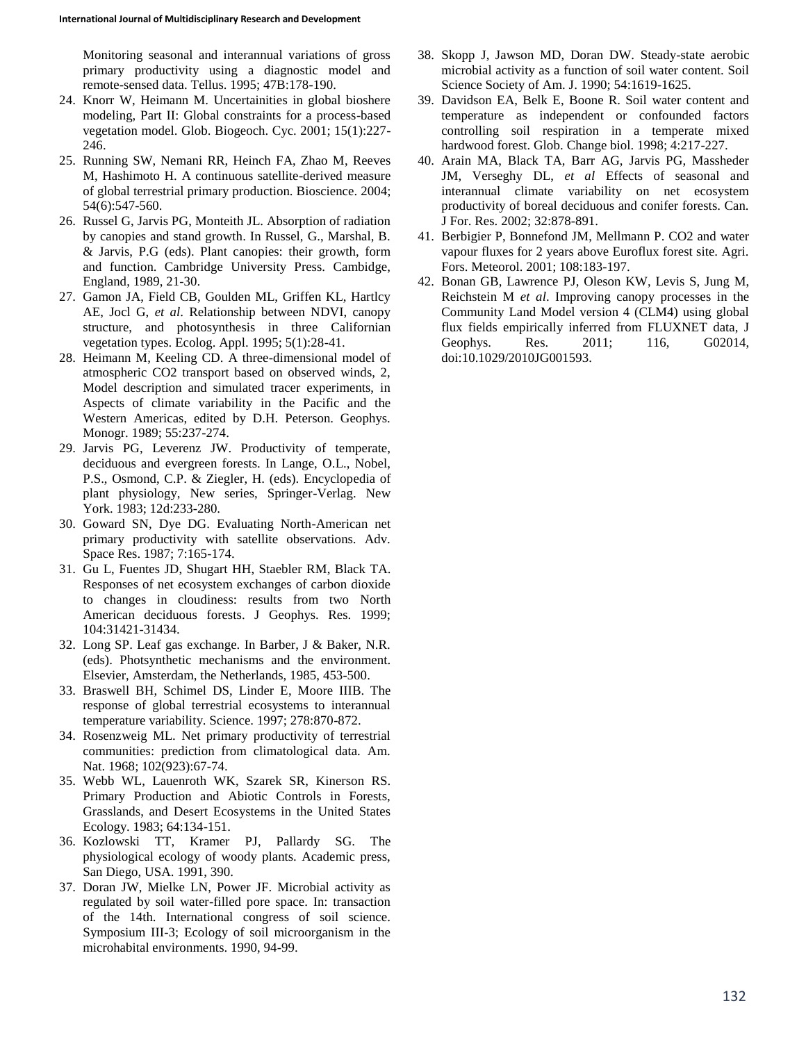Monitoring seasonal and interannual variations of gross primary productivity using a diagnostic model and remote-sensed data. Tellus. 1995; 47B:178-190.

24. Knorr W, Heimann M. Uncertainities in global bioshere modeling, Part II: Global constraints for a process-based vegetation model. Glob. Biogeoch. Cyc. 2001; 15(1):227-246.
25. Running SW, Nemani RR, Heinch FA, Zhao M, Reeves M, Hashimoto H. A continuous satellite-derived measure of global terrestrial primary production. Bioscience. 2004; 54(6):547-560.
26. Russel G, Jarvis PG, Monteith JL. Absorption of radiation by canopies and stand growth. In Russel, G., Marshal, B. & Jarvis, P.G (eds). Plant canopies: their growth, form and function. Cambridge University Press. Cambidge, England, 1989, 21-30.
27. Gamon JA, Field CB, Goulden ML, Griffen KL, Hartlcy AE, Jocl G, *et al*. Relationship between NDVI, canopy structure, and photosynthesis in three Californian vegetation types. Ecolog. Appl. 1995; 5(1):28-41.
28. Heimann M, Keeling CD. A three-dimensional model of atmospheric CO2 transport based on observed winds, 2, Model description and simulated tracer experiments, in Aspects of climate variability in the Pacific and the Western Americas, edited by D.H. Peterson. Geophys. Monogr. 1989; 55:237-274.
29. Jarvis PG, Leverenz JW. Productivity of temperate, deciduous and evergreen forests. In Lange, O.L., Nobel, P.S., Osmond, C.P. & Ziegler, H. (eds). Encyclopedia of plant physiology, New series, Springer-Verlag. New York. 1983; 12d:233-280.
30. Goward SN, Dye DG. Evaluating North-American net primary productivity with satellite observations. Adv. Space Res. 1987; 7:165-174.
31. Gu L, Fuentes JD, Shugart HH, Staebler RM, Black TA. Responses of net ecosystem exchanges of carbon dioxide to changes in cloudiness: results from two North American deciduous forests. J Geophys. Res. 1999; 104:31421-31434.
32. Long SP. Leaf gas exchange. In Barber, J & Baker, N.R. (eds). Photsynthetic mechanisms and the environment. Elsevier, Amsterdam, the Netherlands, 1985, 453-500.
33. Braswell BH, Schimel DS, Linder E, Moore IIIB. The response of global terrestrial ecosystems to interannual temperature variability. Science. 1997; 278:870-872.
34. Rosenzweig ML. Net primary productivity of terrestrial communities: prediction from climatological data. Am. Nat. 1968; 102(923):67-74.
35. Webb WL, Lauenroth WK, Szarek SR, Kinerson RS. Primary Production and Abiotic Controls in Forests, Grasslands, and Desert Ecosystems in the United States Ecology. 1983; 64:134-151.
36. Kozlowski TT, Kramer PJ, Pallardy SG. The physiological ecology of woody plants. Academic press, San Diego, USA. 1991, 390.
37. Doran JW, Mielke LN, Power JF. Microbial activity as regulated by soil water-filled pore space. In: transaction of the 14th. International congress of soil science. Symposium III-3; Ecology of soil microorganism in the microhabital environments. 1990, 94-99.
38. Skopp J, Jawson MD, Doran DW. Steady-state aerobic microbial activity as a function of soil water content. Soil Science Society of Am. J. 1990; 54:1619-1625.
39. Davidson EA, Belk E, Boone R. Soil water content and temperature as independent or confounded factors controlling soil respiration in a temperate mixed hardwood forest. Glob. Change biol. 1998; 4:217-227.
40. Arain MA, Black TA, Barr AG, Jarvis PG, Massheder JM, Verseghy DL, *et al* Effects of seasonal and interannual climate variability on net ecosystem productivity of boreal deciduous and conifer forests. Can. J For. Res. 2002; 32:878-891.
41. Berbigier P, Bonnefond JM, Mellmann P. CO2 and water vapour fluxes for 2 years above Euroflux forest site. Agri. Fors. Meteorol. 2001; 108:183-197.
42. Bonan GB, Lawrence PJ, Oleson KW, Levis S, Jung M, Reichstein M *et al*. Improving canopy processes in the Community Land Model version 4 (CLM4) using global flux fields empirically inferred from FLUXNET data, J Geophys. Res. 2011; 116, G02014, doi:10.1029/2010JG001593.